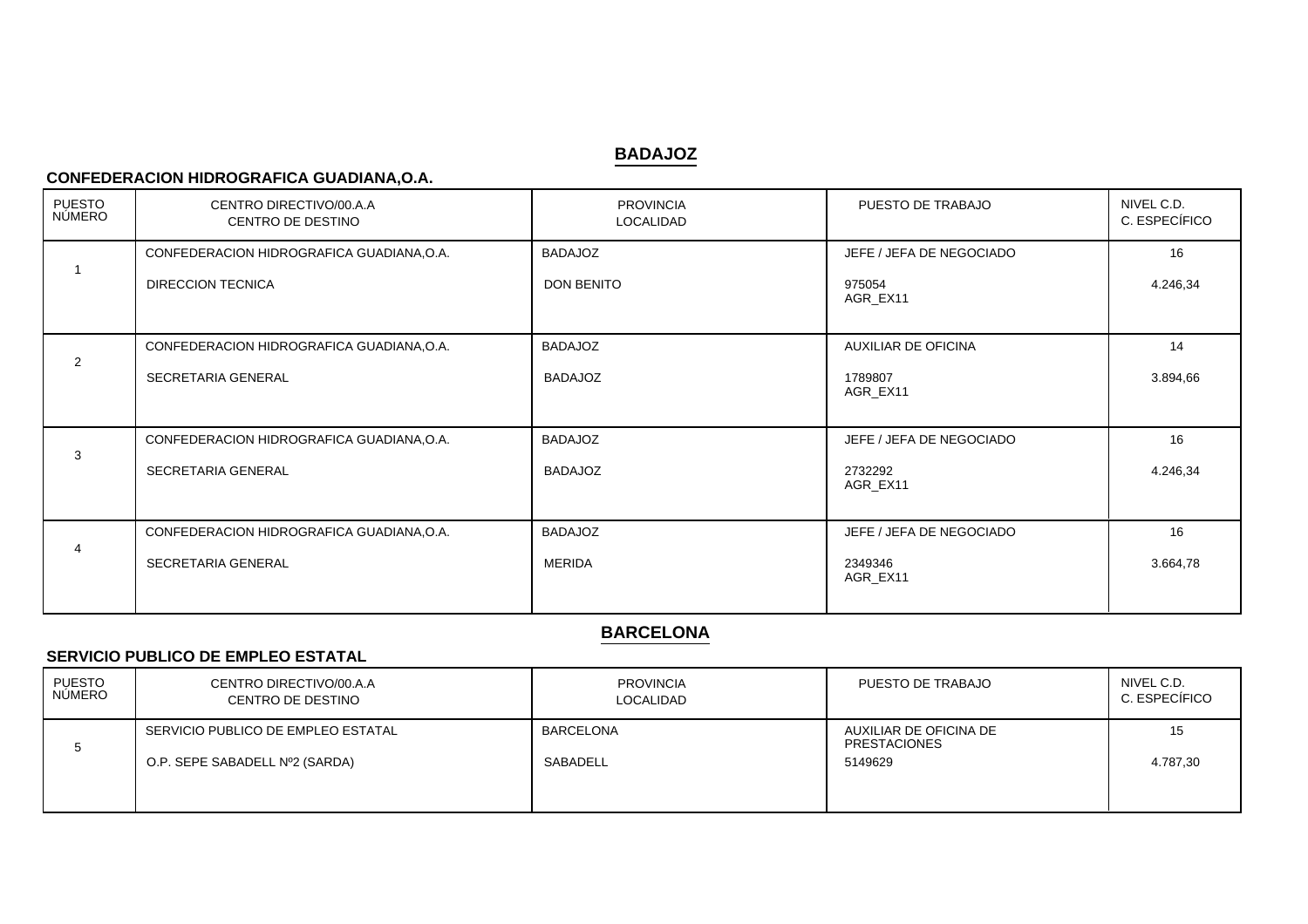## BADAJOZ

### CONFEDERACION HIDROGRAFICA GUADIANA,O.A.

| PUESTO NÚMERO | CENTRO DIRECTIVO/00.A.A<br>CENTRO DE DESTINO | PROVINCIA<br>LOCALIDAD | PUESTO DE TRABAJO | NIVEL C.D.<br>C. ESPECÍFICO |
|---|---|---|---|---|
| 1 | CONFEDERACION HIDROGRAFICA GUADIANA,O.A.<br>DIRECCION TECNICA | BADAJOZ<br>DON BENITO | JEFE / JEFA DE NEGOCIADO<br>975054<br>AGR_EX11 | 16<br>4.246,34 |
| 2 | CONFEDERACION HIDROGRAFICA GUADIANA,O.A.<br>SECRETARIA GENERAL | BADAJOZ<br>BADAJOZ | AUXILIAR DE OFICINA<br>1789807<br>AGR_EX11 | 14<br>3.894,66 |
| 3 | CONFEDERACION HIDROGRAFICA GUADIANA,O.A.<br>SECRETARIA GENERAL | BADAJOZ<br>BADAJOZ | JEFE / JEFA DE NEGOCIADO<br>2732292<br>AGR_EX11 | 16<br>4.246,34 |
| 4 | CONFEDERACION HIDROGRAFICA GUADIANA,O.A.<br>SECRETARIA GENERAL | BADAJOZ<br>MERIDA | JEFE / JEFA DE NEGOCIADO<br>2349346<br>AGR_EX11 | 16<br>3.664,78 |

## BARCELONA

### SERVICIO PUBLICO DE EMPLEO ESTATAL

| PUESTO NÚMERO | CENTRO DIRECTIVO/00.A.A<br>CENTRO DE DESTINO | PROVINCIA<br>LOCALIDAD | PUESTO DE TRABAJO | NIVEL C.D.<br>C. ESPECÍFICO |
|---|---|---|---|---|
| 5 | SERVICIO PUBLICO DE EMPLEO ESTATAL<br>O.P. SEPE SABADELL Nº2 (SARDA) | BARCELONA<br>SABADELL | AUXILIAR DE OFICINA DE PRESTACIONES<br>5149629 | 15<br>4.787,30 |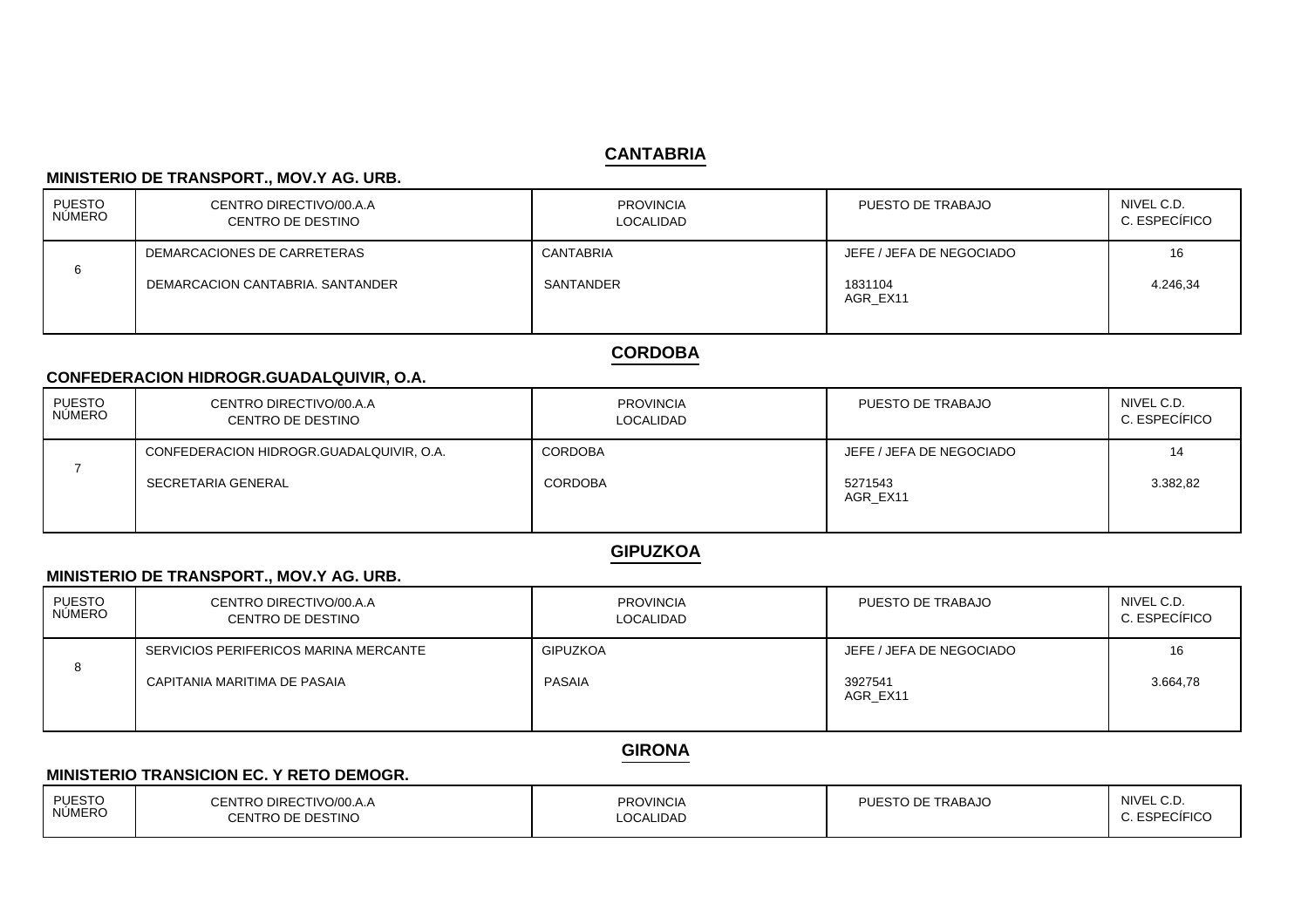## CANTABRIA

### MINISTERIO DE TRANSPORT., MOV.Y AG. URB.

| PUESTO NÚMERO | CENTRO DIRECTIVO/00.A.A CENTRO DE DESTINO | PROVINCIA LOCALIDAD | PUESTO DE TRABAJO | NIVEL C.D. C. ESPECÍFICO |
|---|---|---|---|---|
| 6 | DEMARCACIONES DE CARRETERAS<br>DEMARCACION CANTABRIA. SANTANDER | CANTABRIA<br>SANTANDER | JEFE / JEFA DE NEGOCIADO<br>1831104<br>AGR_EX11 | 16<br>4.246,34 |

## CORDOBA

### CONFEDERACION HIDROGR.GUADALQUIVIR, O.A.

| PUESTO NÚMERO | CENTRO DIRECTIVO/00.A.A CENTRO DE DESTINO | PROVINCIA LOCALIDAD | PUESTO DE TRABAJO | NIVEL C.D. C. ESPECÍFICO |
|---|---|---|---|---|
| 7 | CONFEDERACION HIDROGR.GUADALQUIVIR, O.A.<br>SECRETARIA GENERAL | CORDOBA<br>CORDOBA | JEFE / JEFA DE NEGOCIADO<br>5271543<br>AGR_EX11 | 14<br>3.382,82 |

## GIPUZKOA

### MINISTERIO DE TRANSPORT., MOV.Y AG. URB.

| PUESTO NÚMERO | CENTRO DIRECTIVO/00.A.A CENTRO DE DESTINO | PROVINCIA LOCALIDAD | PUESTO DE TRABAJO | NIVEL C.D. C. ESPECÍFICO |
|---|---|---|---|---|
| 8 | SERVICIOS PERIFERICOS MARINA MERCANTE<br>CAPITANIA MARITIMA DE PASAIA | GIPUZKOA<br>PASAIA | JEFE / JEFA DE NEGOCIADO<br>3927541<br>AGR_EX11 | 16<br>3.664,78 |

## GIRONA

### MINISTERIO TRANSICION EC. Y RETO DEMOGR.

| PUESTO NÚMERO | CENTRO DIRECTIVO/00.A.A CENTRO DE DESTINO | PROVINCIA LOCALIDAD | PUESTO DE TRABAJO | NIVEL C.D. C. ESPECÍFICO |
|---|---|---|---|---|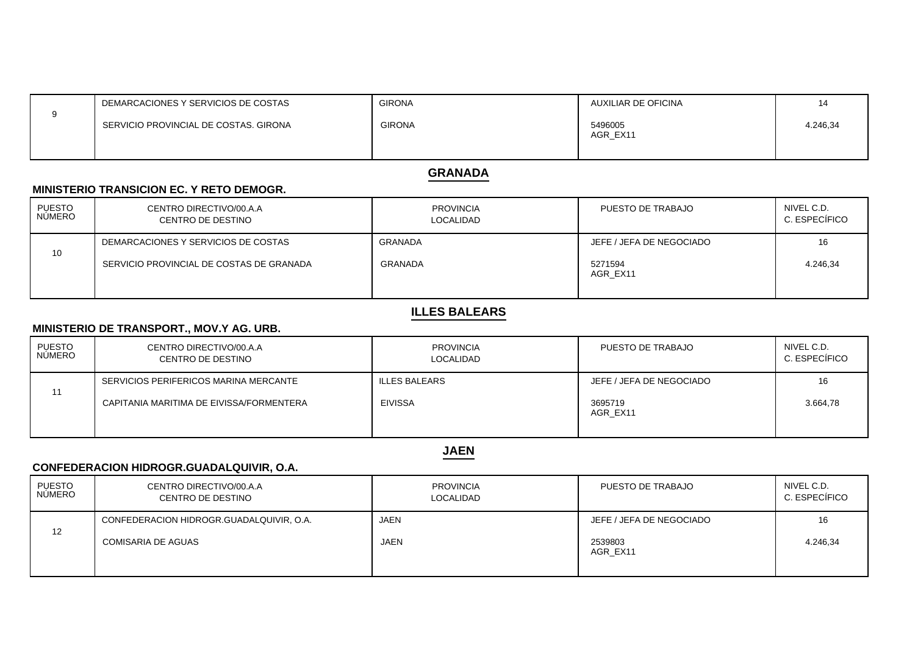| | | | | |
|---|---|---|---|---|
| 9 | DEMARCACIONES Y SERVICIOS DE COSTAS<br>SERVICIO PROVINCIAL DE COSTAS. GIRONA | GIRONA<br>GIRONA | AUXILIAR DE OFICINA<br>5496005<br>AGR_EX11 | 14<br>4.246,34 |

## GRANADA

### MINISTERIO TRANSICION EC. Y RETO DEMOGR.

| PUESTO NÚMERO | CENTRO DIRECTIVO/00.A.A<br>CENTRO DE DESTINO | PROVINCIA<br>LOCALIDAD | PUESTO DE TRABAJO | NIVEL C.D.<br>C. ESPECÍFICO |
|---|---|---|---|---|
| 10 | DEMARCACIONES Y SERVICIOS DE COSTAS<br>SERVICIO PROVINCIAL DE COSTAS DE GRANADA | GRANADA<br>GRANADA | JEFE / JEFA DE NEGOCIADO<br>5271594<br>AGR_EX11 | 16<br>4.246,34 |

## ILLES BALEARS

### MINISTERIO DE TRANSPORT., MOV.Y AG. URB.

| PUESTO NÚMERO | CENTRO DIRECTIVO/00.A.A<br>CENTRO DE DESTINO | PROVINCIA<br>LOCALIDAD | PUESTO DE TRABAJO | NIVEL C.D.<br>C. ESPECÍFICO |
|---|---|---|---|---|
| 11 | SERVICIOS PERIFERICOS MARINA MERCANTE<br>CAPITANIA MARITIMA DE EIVISSA/FORMENTERA | ILLES BALEARS<br>EIVISSA | JEFE / JEFA DE NEGOCIADO<br>3695719<br>AGR_EX11 | 16<br>3.664,78 |

## JAEN

### CONFEDERACION HIDROGR.GUADALQUIVIR, O.A.

| PUESTO NÚMERO | CENTRO DIRECTIVO/00.A.A<br>CENTRO DE DESTINO | PROVINCIA<br>LOCALIDAD | PUESTO DE TRABAJO | NIVEL C.D.<br>C. ESPECÍFICO |
|---|---|---|---|---|
| 12 | CONFEDERACION HIDROGR.GUADALQUIVIR, O.A.<br>COMISARIA DE AGUAS | JAEN<br>JAEN | JEFE / JEFA DE NEGOCIADO<br>2539803<br>AGR_EX11 | 16<br>4.246,34 |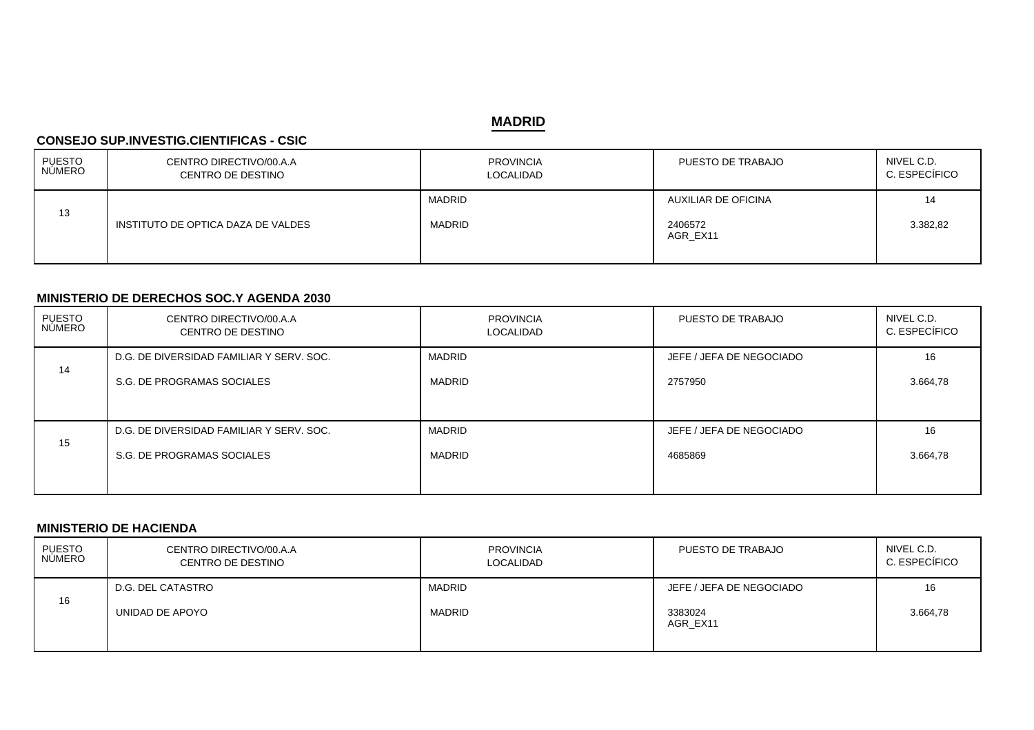## MADRID

### CONSEJO SUP.INVESTIG.CIENTIFICAS - CSIC

| PUESTO NÚMERO | CENTRO DIRECTIVO/00.A.A<br>CENTRO DE DESTINO | PROVINCIA<br>LOCALIDAD | PUESTO DE TRABAJO | NIVEL C.D.<br>C. ESPECÍFICO |
|---|---|---|---|---|
| 13 | <br>INSTITUTO DE OPTICA DAZA DE VALDES | MADRID<br>MADRID | AUXILIAR DE OFICINA<br>2406572<br>AGR_EX11 | 14<br>3.382,82 |

### MINISTERIO DE DERECHOS SOC.Y AGENDA 2030

| PUESTO NÚMERO | CENTRO DIRECTIVO/00.A.A<br>CENTRO DE DESTINO | PROVINCIA<br>LOCALIDAD | PUESTO DE TRABAJO | NIVEL C.D.<br>C. ESPECÍFICO |
|---|---|---|---|---|
| 14 | D.G. DE DIVERSIDAD FAMILIAR Y SERV. SOC.<br>S.G. DE PROGRAMAS SOCIALES | MADRID<br>MADRID | JEFE / JEFA DE NEGOCIADO<br>2757950 | 16<br>3.664,78 |
| 15 | D.G. DE DIVERSIDAD FAMILIAR Y SERV. SOC.<br>S.G. DE PROGRAMAS SOCIALES | MADRID<br>MADRID | JEFE / JEFA DE NEGOCIADO<br>4685869 | 16<br>3.664,78 |

### MINISTERIO DE HACIENDA

| PUESTO NÚMERO | CENTRO DIRECTIVO/00.A.A<br>CENTRO DE DESTINO | PROVINCIA<br>LOCALIDAD | PUESTO DE TRABAJO | NIVEL C.D.<br>C. ESPECÍFICO |
|---|---|---|---|---|
| 16 | D.G. DEL CATASTRO<br>UNIDAD DE APOYO | MADRID<br>MADRID | JEFE / JEFA DE NEGOCIADO<br>3383024<br>AGR_EX11 | 16<br>3.664,78 |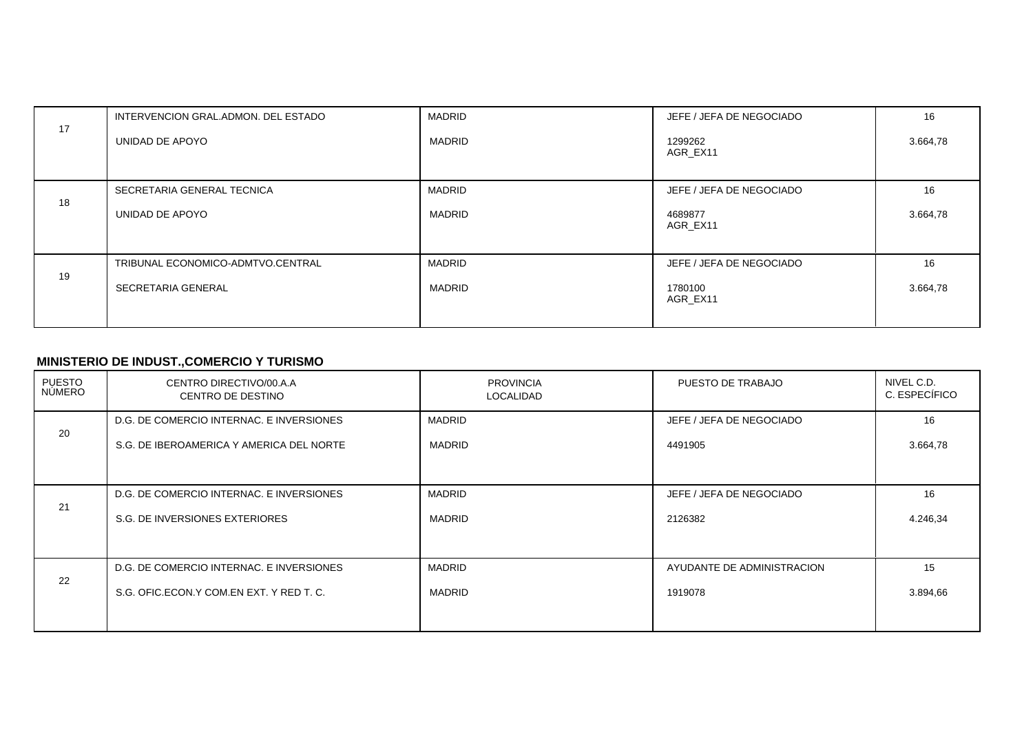| | | | | |
|---|---|---|---|---|
| 17 | INTERVENCION GRAL.ADMON. DEL ESTADO<br>UNIDAD DE APOYO | MADRID<br>MADRID | JEFE / JEFA DE NEGOCIADO<br>1299262<br>AGR_EX11 | 16<br>3.664,78 |
| 18 | SECRETARIA GENERAL TECNICA<br>UNIDAD DE APOYO | MADRID<br>MADRID | JEFE / JEFA DE NEGOCIADO<br>4689877<br>AGR_EX11 | 16<br>3.664,78 |
| 19 | TRIBUNAL ECONOMICO-ADMTVO.CENTRAL<br>SECRETARIA GENERAL | MADRID<br>MADRID | JEFE / JEFA DE NEGOCIADO<br>1780100<br>AGR_EX11 | 16<br>3.664,78 |

**MINISTERIO DE INDUST.,COMERCIO Y TURISMO**

| PUESTO NÚMERO | CENTRO DIRECTIVO/00.A.A<br>CENTRO DE DESTINO | PROVINCIA<br>LOCALIDAD | PUESTO DE TRABAJO | NIVEL C.D.<br>C. ESPECÍFICO |
|---|---|---|---|---|
| 20 | D.G. DE COMERCIO INTERNAC. E INVERSIONES<br>S.G. DE IBEROAMERICA Y AMERICA DEL NORTE | MADRID<br>MADRID | JEFE / JEFA DE NEGOCIADO<br>4491905 | 16<br>3.664,78 |
| 21 | D.G. DE COMERCIO INTERNAC. E INVERSIONES<br>S.G. DE INVERSIONES EXTERIORES | MADRID<br>MADRID | JEFE / JEFA DE NEGOCIADO<br>2126382 | 16<br>4.246,34 |
| 22 | D.G. DE COMERCIO INTERNAC. E INVERSIONES<br>S.G. OFIC.ECON.Y COM.EN EXT. Y RED T. C. | MADRID<br>MADRID | AYUDANTE DE ADMINISTRACION<br>1919078 | 15<br>3.894,66 |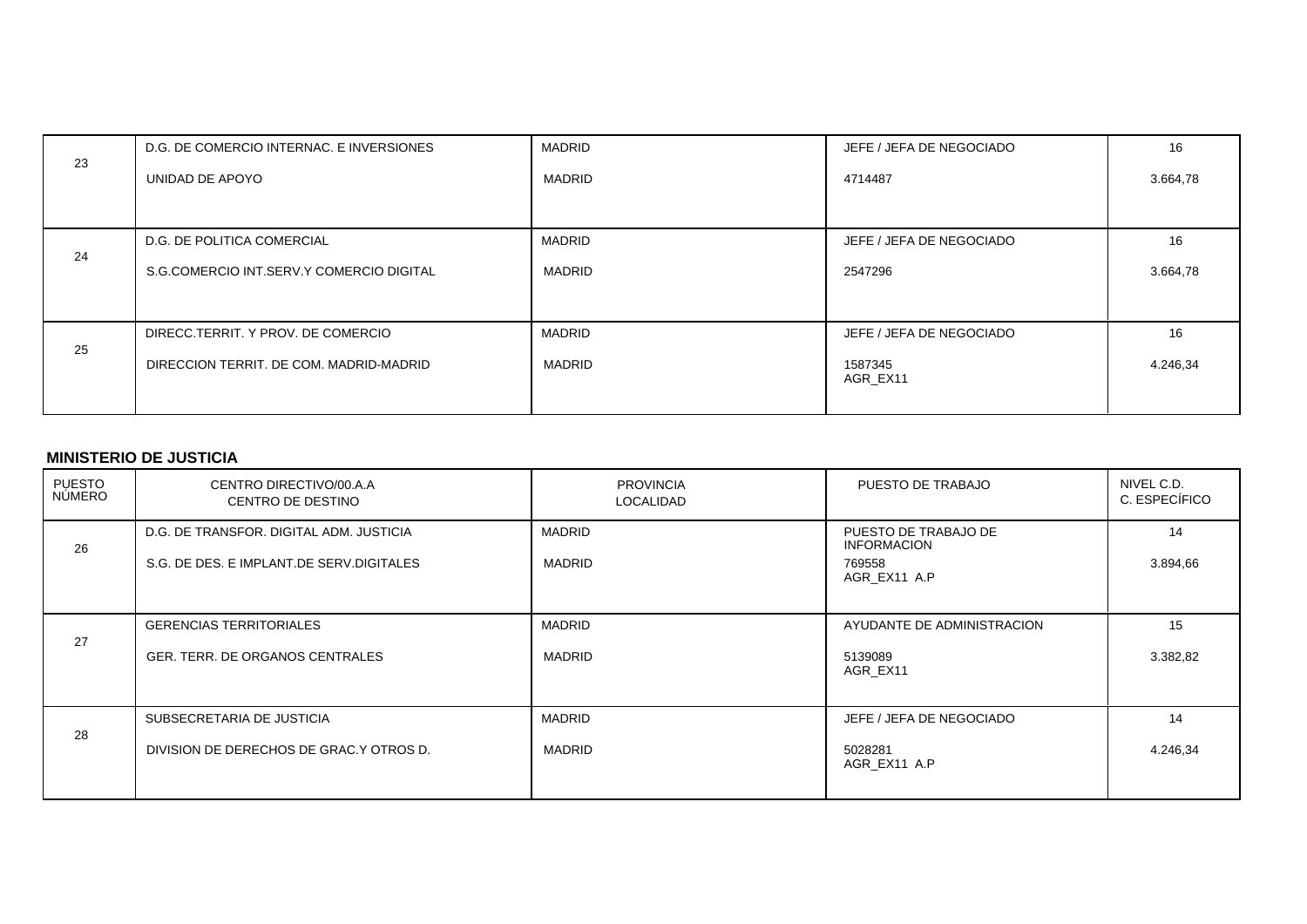| | | | | |
|---|---|---|---|---|
| 23 | D.G. DE COMERCIO INTERNAC. E INVERSIONES<br>UNIDAD DE APOYO | MADRID<br>MADRID | JEFE / JEFA DE NEGOCIADO<br>4714487 | 16<br>3.664,78 |
| 24 | D.G. DE POLITICA COMERCIAL<br>S.G.COMERCIO INT.SERV.Y COMERCIO DIGITAL | MADRID<br>MADRID | JEFE / JEFA DE NEGOCIADO<br>2547296 | 16<br>3.664,78 |
| 25 | DIRECC.TERRIT. Y PROV. DE COMERCIO<br>DIRECCION TERRIT. DE COM. MADRID-MADRID | MADRID<br>MADRID | JEFE / JEFA DE NEGOCIADO<br>1587345<br>AGR_EX11 | 16<br>4.246,34 |

**MINISTERIO DE JUSTICIA**

| PUESTO NÚMERO | CENTRO DIRECTIVO/00.A.A<br>CENTRO DE DESTINO | PROVINCIA<br>LOCALIDAD | PUESTO DE TRABAJO | NIVEL C.D.<br>C. ESPECÍFICO |
|---|---|---|---|---|
| 26 | D.G. DE TRANSFOR. DIGITAL ADM. JUSTICIA<br>S.G. DE DES. E IMPLANT.DE SERV.DIGITALES | MADRID<br>MADRID | PUESTO DE TRABAJO DE INFORMACION<br>769558<br>AGR_EX11 A.P | 14<br>3.894,66 |
| 27 | GERENCIAS TERRITORIALES<br>GER. TERR. DE ORGANOS CENTRALES | MADRID<br>MADRID | AYUDANTE DE ADMINISTRACION<br>5139089<br>AGR_EX11 | 15<br>3.382,82 |
| 28 | SUBSECRETARIA DE JUSTICIA<br>DIVISION DE DERECHOS DE GRAC.Y OTROS D. | MADRID<br>MADRID | JEFE / JEFA DE NEGOCIADO<br>5028281<br>AGR_EX11 A.P | 14<br>4.246,34 |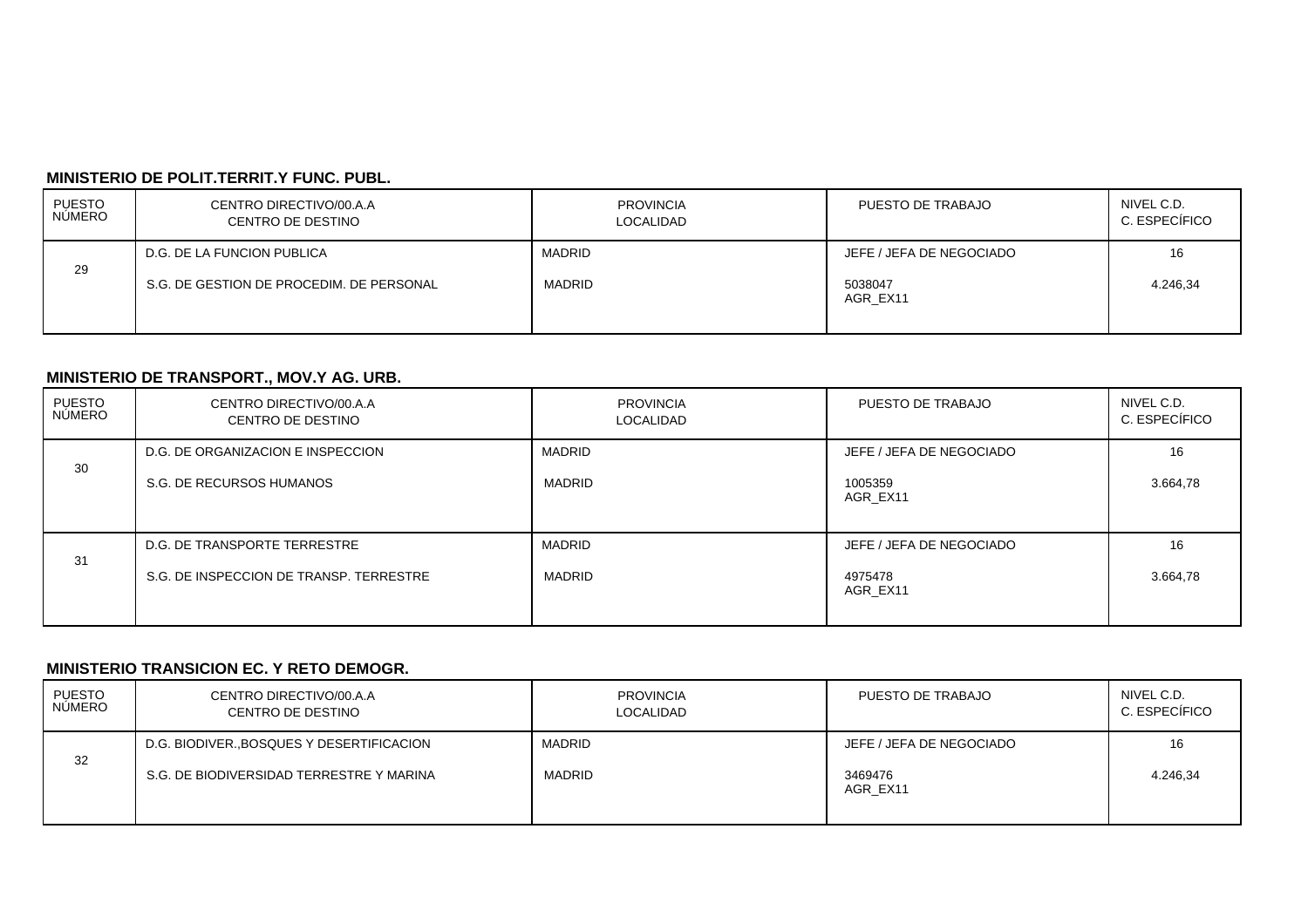**MINISTERIO DE POLIT.TERRIT.Y FUNC. PUBL.**

| PUESTO NÚMERO | CENTRO DIRECTIVO/00.A.A<br>CENTRO DE DESTINO | PROVINCIA<br>LOCALIDAD | PUESTO DE TRABAJO | NIVEL C.D.<br>C. ESPECÍFICO |
|---|---|---|---|---|
| 29 | D.G. DE LA FUNCION PUBLICA<br>S.G. DE GESTION DE PROCEDIM. DE PERSONAL | MADRID<br>MADRID | JEFE / JEFA DE NEGOCIADO<br>5038047<br>AGR_EX11 | 16<br>4.246,34 |

**MINISTERIO DE TRANSPORT., MOV.Y AG. URB.**

| PUESTO NÚMERO | CENTRO DIRECTIVO/00.A.A<br>CENTRO DE DESTINO | PROVINCIA<br>LOCALIDAD | PUESTO DE TRABAJO | NIVEL C.D.<br>C. ESPECÍFICO |
|---|---|---|---|---|
| 30 | D.G. DE ORGANIZACION E INSPECCION<br>S.G. DE RECURSOS HUMANOS | MADRID<br>MADRID | JEFE / JEFA DE NEGOCIADO<br>1005359<br>AGR_EX11 | 16<br>3.664,78 |
| 31 | D.G. DE TRANSPORTE TERRESTRE<br>S.G. DE INSPECCION DE TRANSP. TERRESTRE | MADRID<br>MADRID | JEFE / JEFA DE NEGOCIADO<br>4975478<br>AGR_EX11 | 16<br>3.664,78 |

**MINISTERIO TRANSICION EC. Y RETO DEMOGR.**

| PUESTO NÚMERO | CENTRO DIRECTIVO/00.A.A<br>CENTRO DE DESTINO | PROVINCIA<br>LOCALIDAD | PUESTO DE TRABAJO | NIVEL C.D.<br>C. ESPECÍFICO |
|---|---|---|---|---|
| 32 | D.G. BIODIVER.,BOSQUES Y DESERTIFICACION<br>S.G. DE BIODIVERSIDAD TERRESTRE Y MARINA | MADRID<br>MADRID | JEFE / JEFA DE NEGOCIADO<br>3469476<br>AGR_EX11 | 16<br>4.246,34 |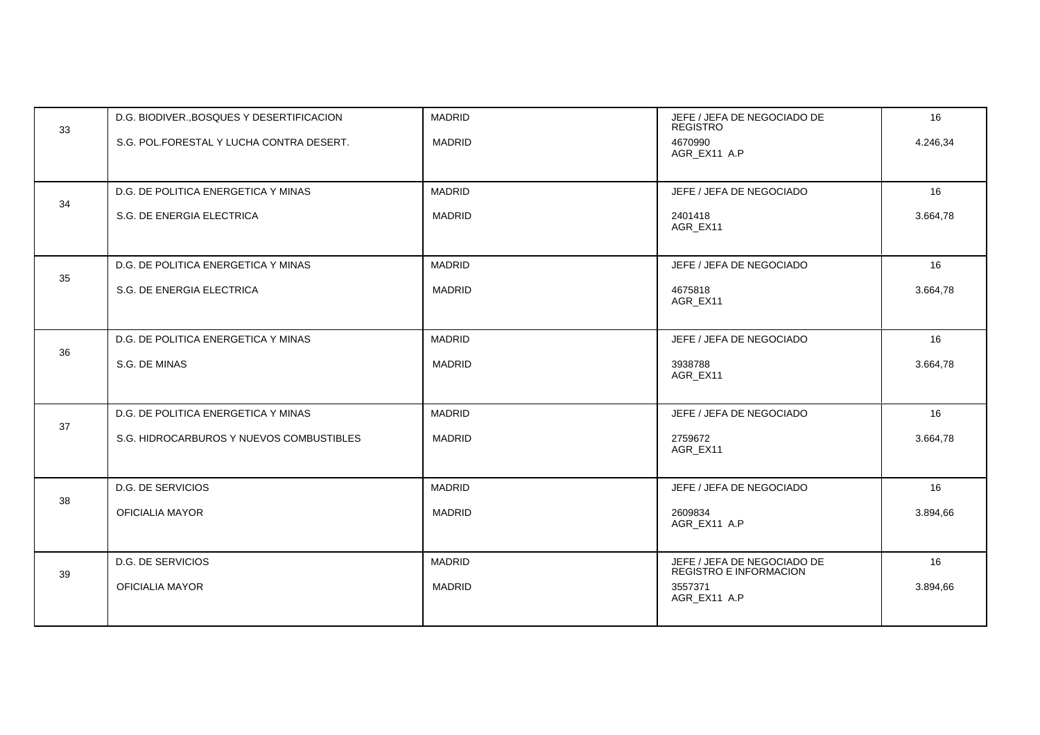| | | | | |
|---|---|---|---|---|
| 33 | D.G. BIODIVER.,BOSQUES Y DESERTIFICACION<br>S.G. POL.FORESTAL Y LUCHA CONTRA DESERT. | MADRID<br>MADRID | JEFE / JEFA DE NEGOCIADO DE REGISTRO<br>4670990<br>AGR_EX11 A.P | 16<br>4.246,34 |
| 34 | D.G. DE POLITICA ENERGETICA Y MINAS<br>S.G. DE ENERGIA ELECTRICA | MADRID<br>MADRID | JEFE / JEFA DE NEGOCIADO<br>2401418<br>AGR_EX11 | 16<br>3.664,78 |
| 35 | D.G. DE POLITICA ENERGETICA Y MINAS<br>S.G. DE ENERGIA ELECTRICA | MADRID<br>MADRID | JEFE / JEFA DE NEGOCIADO<br>4675818<br>AGR_EX11 | 16<br>3.664,78 |
| 36 | D.G. DE POLITICA ENERGETICA Y MINAS<br>S.G. DE MINAS | MADRID<br>MADRID | JEFE / JEFA DE NEGOCIADO<br>3938788<br>AGR_EX11 | 16<br>3.664,78 |
| 37 | D.G. DE POLITICA ENERGETICA Y MINAS<br>S.G. HIDROCARBUROS Y NUEVOS COMBUSTIBLES | MADRID<br>MADRID | JEFE / JEFA DE NEGOCIADO<br>2759672<br>AGR_EX11 | 16<br>3.664,78 |
| 38 | D.G. DE SERVICIOS<br>OFICIALIA MAYOR | MADRID<br>MADRID | JEFE / JEFA DE NEGOCIADO<br>2609834<br>AGR_EX11 A.P | 16<br>3.894,66 |
| 39 | D.G. DE SERVICIOS<br>OFICIALIA MAYOR | MADRID<br>MADRID | JEFE / JEFA DE NEGOCIADO DE REGISTRO E INFORMACION<br>3557371<br>AGR_EX11 A.P | 16<br>3.894,66 |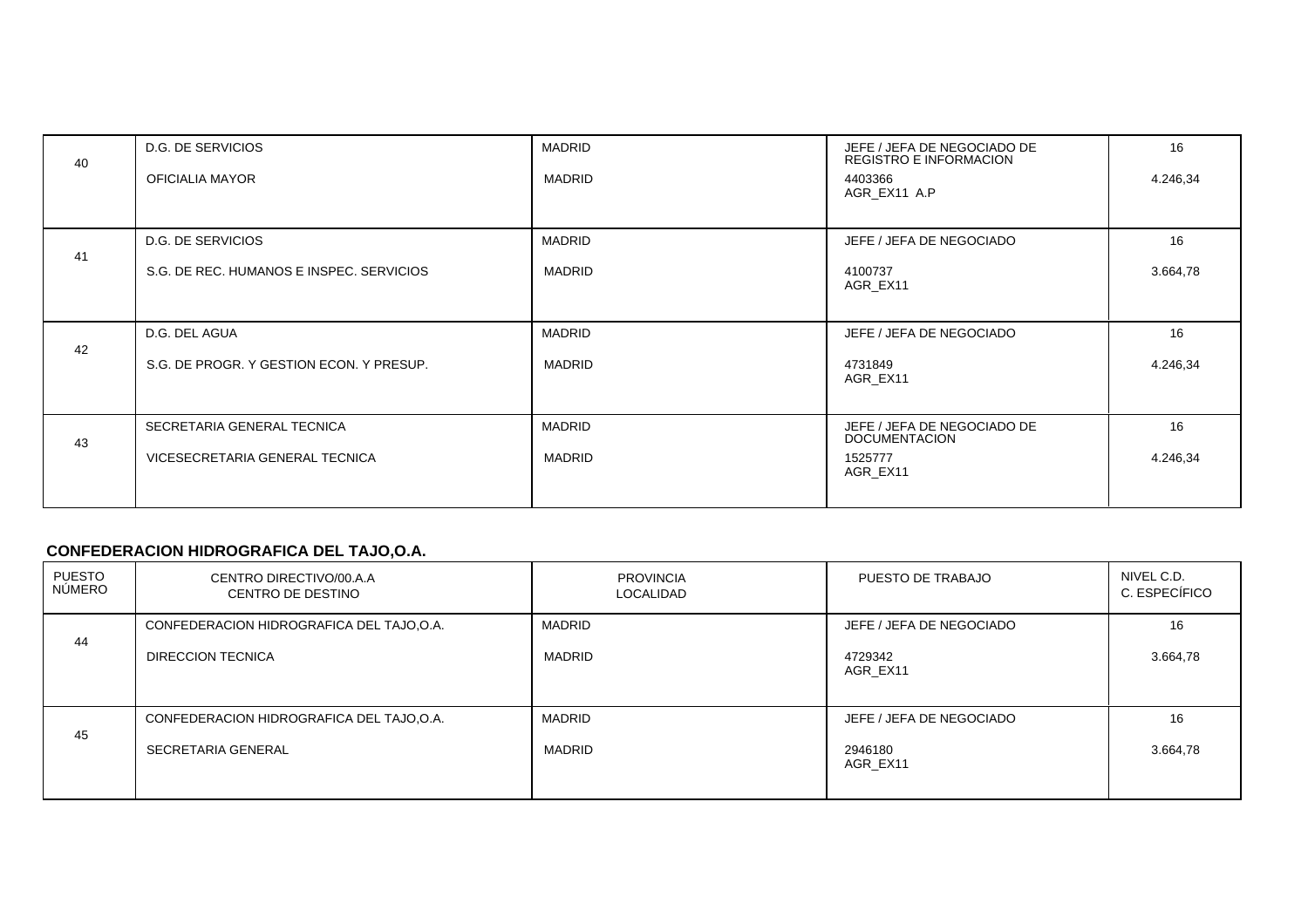| PUESTO NÚMERO | CENTRO DIRECTIVO/00.A.A CENTRO DE DESTINO | PROVINCIA LOCALIDAD | PUESTO DE TRABAJO | NIVEL C.D. C. ESPECÍFICO |
|---|---|---|---|---|
| 40 | D.G. DE SERVICIOS<br>OFICIALIA MAYOR | MADRID<br>MADRID | JEFE / JEFA DE NEGOCIADO DE REGISTRO E INFORMACION<br>4403366<br>AGR_EX11 A.P | 16<br>4.246,34 |
| 41 | D.G. DE SERVICIOS<br>S.G. DE REC. HUMANOS E INSPEC. SERVICIOS | MADRID<br>MADRID | JEFE / JEFA DE NEGOCIADO<br>4100737<br>AGR_EX11 | 16<br>3.664,78 |
| 42 | D.G. DEL AGUA<br>S.G. DE PROGR. Y GESTION ECON. Y PRESUP. | MADRID<br>MADRID | JEFE / JEFA DE NEGOCIADO<br>4731849<br>AGR_EX11 | 16<br>4.246,34 |
| 43 | SECRETARIA GENERAL TECNICA<br>VICESECRETARIA GENERAL TECNICA | MADRID<br>MADRID | JEFE / JEFA DE NEGOCIADO DE DOCUMENTACION<br>1525777<br>AGR_EX11 | 16<br>4.246,34 |

**CONFEDERACION HIDROGRAFICA DEL TAJO,O.A.**

| PUESTO NÚMERO | CENTRO DIRECTIVO/00.A.A CENTRO DE DESTINO | PROVINCIA LOCALIDAD | PUESTO DE TRABAJO | NIVEL C.D. C. ESPECÍFICO |
|---|---|---|---|---|
| 44 | CONFEDERACION HIDROGRAFICA DEL TAJO,O.A.<br>DIRECCION TECNICA | MADRID<br>MADRID | JEFE / JEFA DE NEGOCIADO<br>4729342<br>AGR_EX11 | 16<br>3.664,78 |
| 45 | CONFEDERACION HIDROGRAFICA DEL TAJO,O.A.<br>SECRETARIA GENERAL | MADRID<br>MADRID | JEFE / JEFA DE NEGOCIADO<br>2946180<br>AGR_EX11 | 16<br>3.664,78 |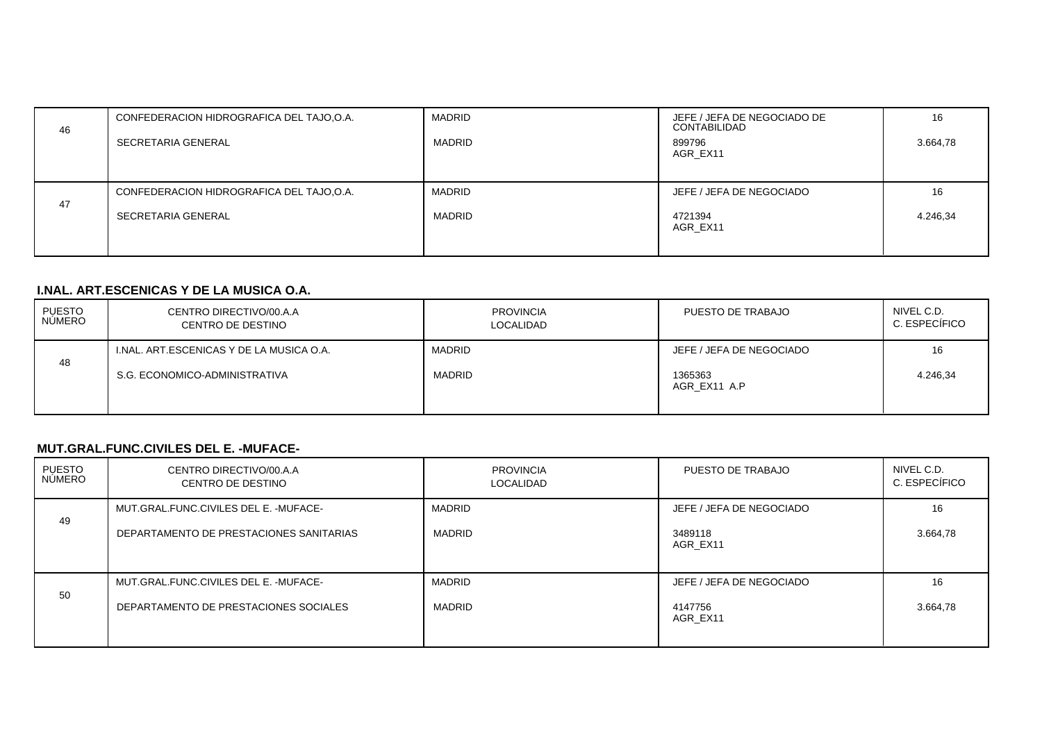| PUESTO NÚMERO | CENTRO DIRECTIVO/00.A.A CENTRO DE DESTINO | PROVINCIA LOCALIDAD | PUESTO DE TRABAJO | NIVEL C.D. C. ESPECÍFICO |
|---|---|---|---|---|
| 46 | CONFEDERACION HIDROGRAFICA DEL TAJO,O.A.<br>SECRETARIA GENERAL | MADRID<br>MADRID | JEFE / JEFA DE NEGOCIADO DE CONTABILIDAD<br>899796<br>AGR_EX11 | 16<br>3.664,78 |
| 47 | CONFEDERACION HIDROGRAFICA DEL TAJO,O.A.<br>SECRETARIA GENERAL | MADRID<br>MADRID | JEFE / JEFA DE NEGOCIADO<br>4721394<br>AGR_EX11 | 16<br>4.246,34 |

**I.NAL. ART.ESCENICAS Y DE LA MUSICA O.A.**

| PUESTO NÚMERO | CENTRO DIRECTIVO/00.A.A CENTRO DE DESTINO | PROVINCIA LOCALIDAD | PUESTO DE TRABAJO | NIVEL C.D. C. ESPECÍFICO |
|---|---|---|---|---|
| 48 | I.NAL. ART.ESCENICAS Y DE LA MUSICA O.A.<br>S.G. ECONOMICO-ADMINISTRATIVA | MADRID<br>MADRID | JEFE / JEFA DE NEGOCIADO<br>1365363<br>AGR_EX11 A.P | 16<br>4.246,34 |

**MUT.GRAL.FUNC.CIVILES DEL E. -MUFACE-**

| PUESTO NÚMERO | CENTRO DIRECTIVO/00.A.A CENTRO DE DESTINO | PROVINCIA LOCALIDAD | PUESTO DE TRABAJO | NIVEL C.D. C. ESPECÍFICO |
|---|---|---|---|---|
| 49 | MUT.GRAL.FUNC.CIVILES DEL E. -MUFACE-<br>DEPARTAMENTO DE PRESTACIONES SANITARIAS | MADRID<br>MADRID | JEFE / JEFA DE NEGOCIADO<br>3489118<br>AGR_EX11 | 16<br>3.664,78 |
| 50 | MUT.GRAL.FUNC.CIVILES DEL E. -MUFACE-<br>DEPARTAMENTO DE PRESTACIONES SOCIALES | MADRID<br>MADRID | JEFE / JEFA DE NEGOCIADO<br>4147756<br>AGR_EX11 | 16<br>3.664,78 |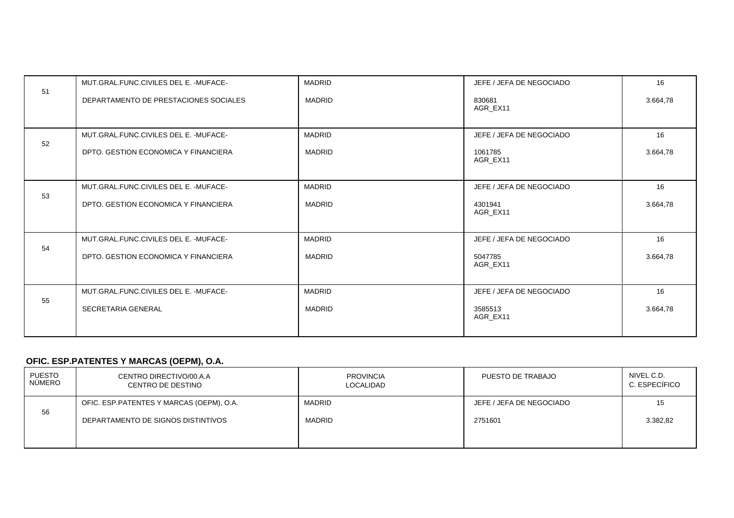| PUESTO NÚMERO | CENTRO DIRECTIVO/00.A.A<br>CENTRO DE DESTINO | PROVINCIA<br>LOCALIDAD | PUESTO DE TRABAJO | NIVEL C.D.<br>C. ESPECÍFICO |
|---|---|---|---|---|
| 51 | MUT.GRAL.FUNC.CIVILES DEL E. -MUFACE-<br>DEPARTAMENTO DE PRESTACIONES SOCIALES | MADRID<br>MADRID | JEFE / JEFA DE NEGOCIADO<br>830681<br>AGR_EX11 | 16<br>3.664,78 |
| 52 | MUT.GRAL.FUNC.CIVILES DEL E. -MUFACE-<br>DPTO. GESTION ECONOMICA Y FINANCIERA | MADRID<br>MADRID | JEFE / JEFA DE NEGOCIADO<br>1061785<br>AGR_EX11 | 16<br>3.664,78 |
| 53 | MUT.GRAL.FUNC.CIVILES DEL E. -MUFACE-<br>DPTO. GESTION ECONOMICA Y FINANCIERA | MADRID<br>MADRID | JEFE / JEFA DE NEGOCIADO<br>4301941<br>AGR_EX11 | 16<br>3.664,78 |
| 54 | MUT.GRAL.FUNC.CIVILES DEL E. -MUFACE-<br>DPTO. GESTION ECONOMICA Y FINANCIERA | MADRID<br>MADRID | JEFE / JEFA DE NEGOCIADO<br>5047785<br>AGR_EX11 | 16<br>3.664,78 |
| 55 | MUT.GRAL.FUNC.CIVILES DEL E. -MUFACE-<br>SECRETARIA GENERAL | MADRID<br>MADRID | JEFE / JEFA DE NEGOCIADO<br>3585513<br>AGR_EX11 | 16<br>3.664,78 |

**OFIC. ESP.PATENTES Y MARCAS (OEPM), O.A.**

| PUESTO NÚMERO | CENTRO DIRECTIVO/00.A.A<br>CENTRO DE DESTINO | PROVINCIA<br>LOCALIDAD | PUESTO DE TRABAJO | NIVEL C.D.<br>C. ESPECÍFICO |
|---|---|---|---|---|
| 56 | OFIC. ESP.PATENTES Y MARCAS (OEPM), O.A.<br>DEPARTAMENTO DE SIGNOS DISTINTIVOS | MADRID<br>MADRID | JEFE / JEFA DE NEGOCIADO<br>2751601 | 15<br>3.382,82 |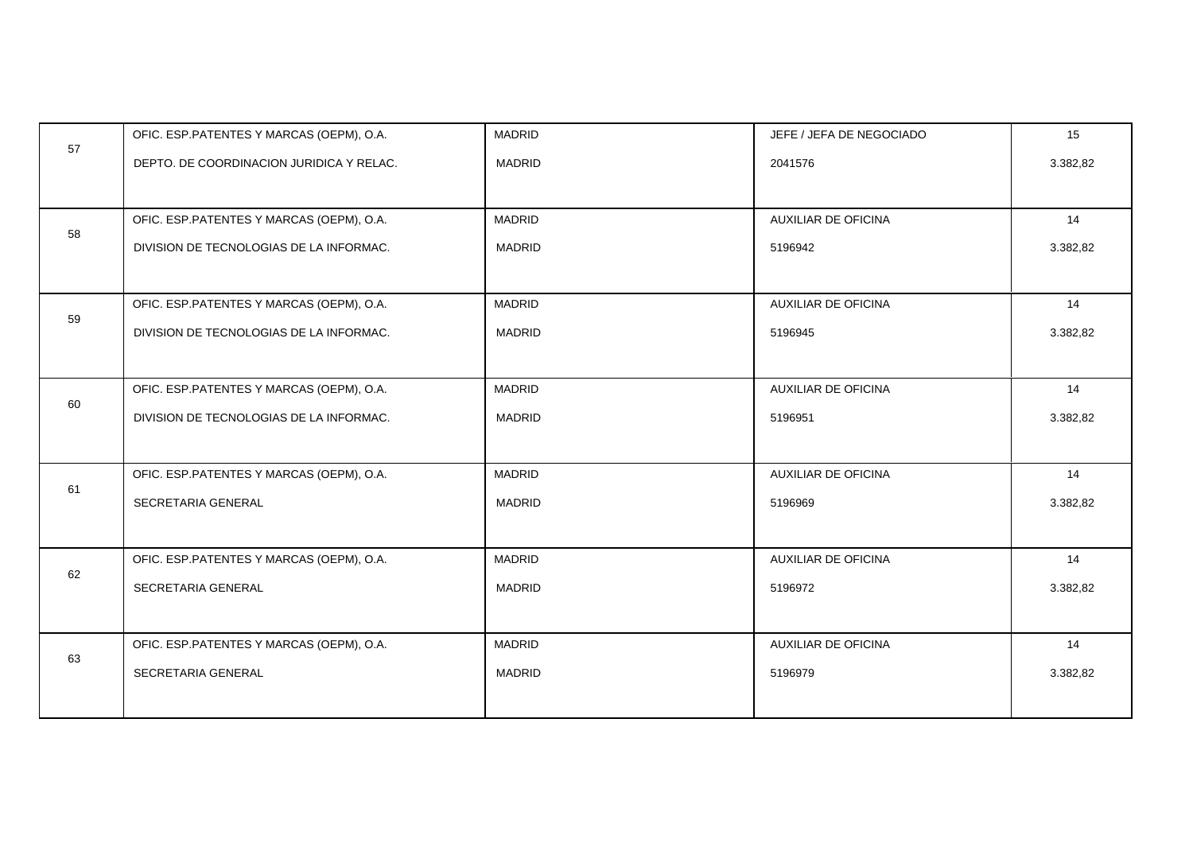| | | | | |
|---|---|---|---|---|
| 57 | OFIC. ESP.PATENTES Y MARCAS (OEPM), O.A.<br>DEPTO. DE COORDINACION JURIDICA Y RELAC. | MADRID<br>MADRID | JEFE / JEFA DE NEGOCIADO<br>2041576 | 15<br>3.382,82 |
| 58 | OFIC. ESP.PATENTES Y MARCAS (OEPM), O.A.<br>DIVISION DE TECNOLOGIAS DE LA INFORMAC. | MADRID<br>MADRID | AUXILIAR DE OFICINA<br>5196942 | 14<br>3.382,82 |
| 59 | OFIC. ESP.PATENTES Y MARCAS (OEPM), O.A.<br>DIVISION DE TECNOLOGIAS DE LA INFORMAC. | MADRID<br>MADRID | AUXILIAR DE OFICINA<br>5196945 | 14<br>3.382,82 |
| 60 | OFIC. ESP.PATENTES Y MARCAS (OEPM), O.A.<br>DIVISION DE TECNOLOGIAS DE LA INFORMAC. | MADRID<br>MADRID | AUXILIAR DE OFICINA<br>5196951 | 14<br>3.382,82 |
| 61 | OFIC. ESP.PATENTES Y MARCAS (OEPM), O.A.<br>SECRETARIA GENERAL | MADRID<br>MADRID | AUXILIAR DE OFICINA<br>5196969 | 14<br>3.382,82 |
| 62 | OFIC. ESP.PATENTES Y MARCAS (OEPM), O.A.<br>SECRETARIA GENERAL | MADRID<br>MADRID | AUXILIAR DE OFICINA<br>5196972 | 14<br>3.382,82 |
| 63 | OFIC. ESP.PATENTES Y MARCAS (OEPM), O.A.<br>SECRETARIA GENERAL | MADRID<br>MADRID | AUXILIAR DE OFICINA<br>5196979 | 14<br>3.382,82 |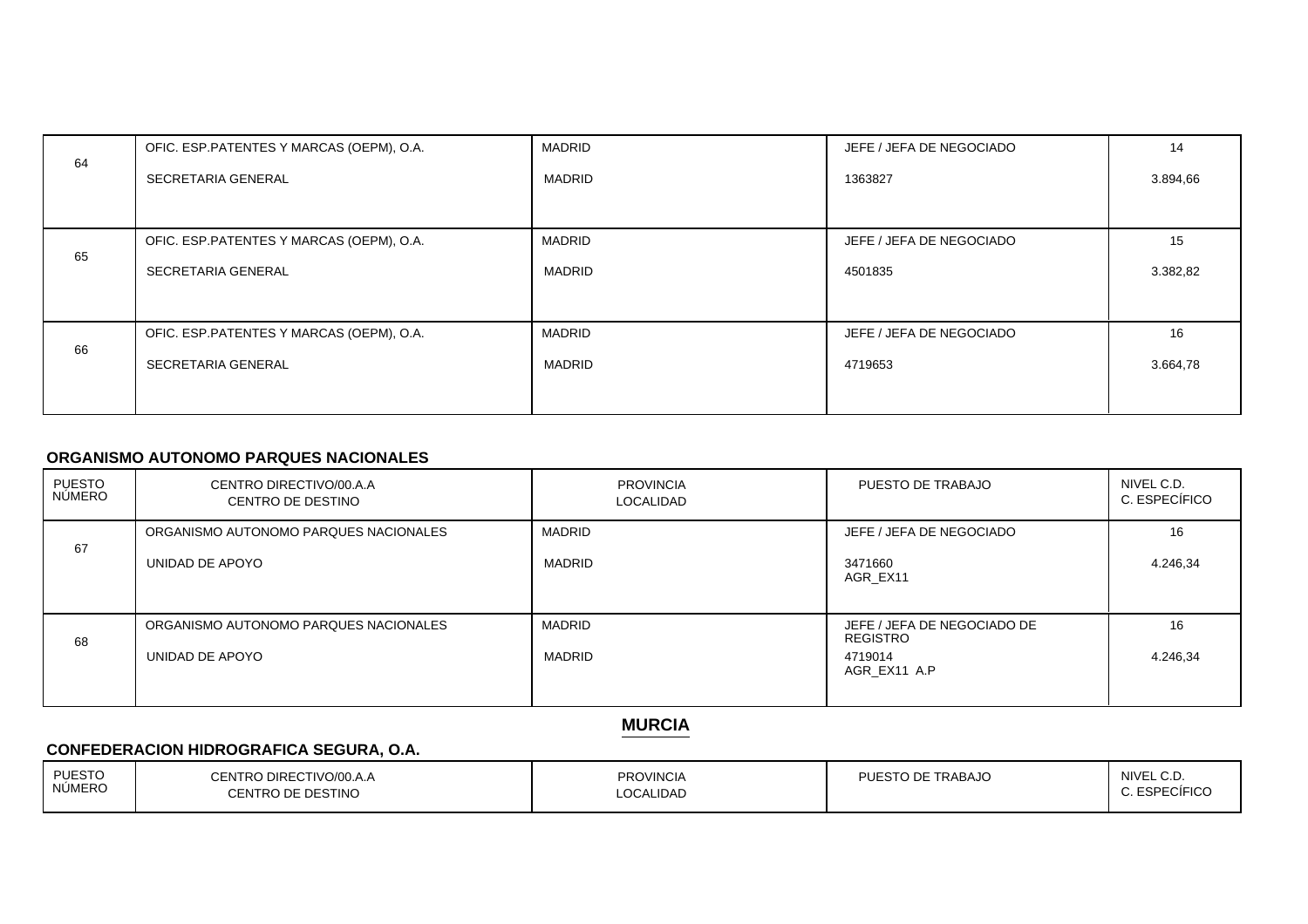| PUESTO NÚMERO | CENTRO DIRECTIVO/00.A.A<br>CENTRO DE DESTINO | PROVINCIA<br>LOCALIDAD | PUESTO DE TRABAJO | NIVEL C.D.<br>C. ESPECÍFICO |
|---|---|---|---|---|
| 64 | OFIC. ESP.PATENTES Y MARCAS (OEPM), O.A.<br>SECRETARIA GENERAL | MADRID<br>MADRID | JEFE / JEFA DE NEGOCIADO<br>1363827 | 14<br>3.894,66 |
| 65 | OFIC. ESP.PATENTES Y MARCAS (OEPM), O.A.<br>SECRETARIA GENERAL | MADRID<br>MADRID | JEFE / JEFA DE NEGOCIADO<br>4501835 | 15<br>3.382,82 |
| 66 | OFIC. ESP.PATENTES Y MARCAS (OEPM), O.A.<br>SECRETARIA GENERAL | MADRID<br>MADRID | JEFE / JEFA DE NEGOCIADO<br>4719653 | 16<br>3.664,78 |

### ORGANISMO AUTONOMO PARQUES NACIONALES

| PUESTO NÚMERO | CENTRO DIRECTIVO/00.A.A<br>CENTRO DE DESTINO | PROVINCIA<br>LOCALIDAD | PUESTO DE TRABAJO | NIVEL C.D.<br>C. ESPECÍFICO |
|---|---|---|---|---|
| 67 | ORGANISMO AUTONOMO PARQUES NACIONALES<br>UNIDAD DE APOYO | MADRID<br>MADRID | JEFE / JEFA DE NEGOCIADO<br>3471660<br>AGR_EX11 | 16<br>4.246,34 |
| 68 | ORGANISMO AUTONOMO PARQUES NACIONALES<br>UNIDAD DE APOYO | MADRID<br>MADRID | JEFE / JEFA DE NEGOCIADO DE REGISTRO<br>4719014<br>AGR_EX11 A.P | 16<br>4.246,34 |

## MURCIA

### CONFEDERACION HIDROGRAFICA SEGURA, O.A.

| PUESTO NÚMERO | CENTRO DIRECTIVO/00.A.A<br>CENTRO DE DESTINO | PROVINCIA<br>LOCALIDAD | PUESTO DE TRABAJO | NIVEL C.D.<br>C. ESPECÍFICO |
|---|---|---|---|---|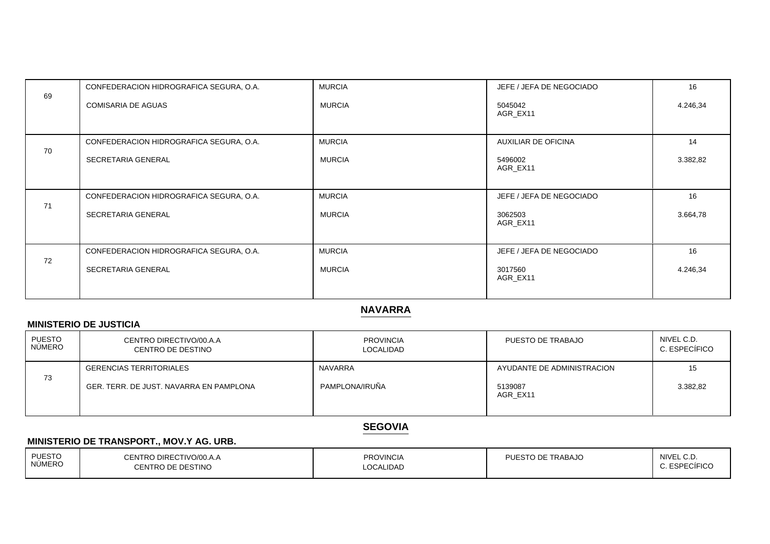| PUESTO NÚMERO | CENTRO DIRECTIVO/00.A.A<br>CENTRO DE DESTINO | PROVINCIA<br>LOCALIDAD | PUESTO DE TRABAJO | NIVEL C.D.<br>C. ESPECÍFICO |
|---|---|---|---|---|
| 69 | CONFEDERACION HIDROGRAFICA SEGURA, O.A.<br>COMISARIA DE AGUAS | MURCIA<br>MURCIA | JEFE / JEFA DE NEGOCIADO<br>5045042<br>AGR_EX11 | 16<br>4.246,34 |
| 70 | CONFEDERACION HIDROGRAFICA SEGURA, O.A.<br>SECRETARIA GENERAL | MURCIA<br>MURCIA | AUXILIAR DE OFICINA<br>5496002<br>AGR_EX11 | 14<br>3.382,82 |
| 71 | CONFEDERACION HIDROGRAFICA SEGURA, O.A.<br>SECRETARIA GENERAL | MURCIA<br>MURCIA | JEFE / JEFA DE NEGOCIADO<br>3062503<br>AGR_EX11 | 16<br>3.664,78 |
| 72 | CONFEDERACION HIDROGRAFICA SEGURA, O.A.<br>SECRETARIA GENERAL | MURCIA<br>MURCIA | JEFE / JEFA DE NEGOCIADO<br>3017560<br>AGR_EX11 | 16<br>4.246,34 |

## NAVARRA

### MINISTERIO DE JUSTICIA

| PUESTO NÚMERO | CENTRO DIRECTIVO/00.A.A<br>CENTRO DE DESTINO | PROVINCIA<br>LOCALIDAD | PUESTO DE TRABAJO | NIVEL C.D.<br>C. ESPECÍFICO |
|---|---|---|---|---|
| 73 | GERENCIAS TERRITORIALES<br>GER. TERR. DE JUST. NAVARRA EN PAMPLONA | NAVARRA<br>PAMPLONA/IRUÑA | AYUDANTE DE ADMINISTRACION<br>5139087<br>AGR_EX11 | 15<br>3.382,82 |

## SEGOVIA

### MINISTERIO DE TRANSPORT., MOV.Y AG. URB.

| PUESTO NÚMERO | CENTRO DIRECTIVO/00.A.A<br>CENTRO DE DESTINO | PROVINCIA<br>LOCALIDAD | PUESTO DE TRABAJO | NIVEL C.D.<br>C. ESPECÍFICO |
|---|---|---|---|---|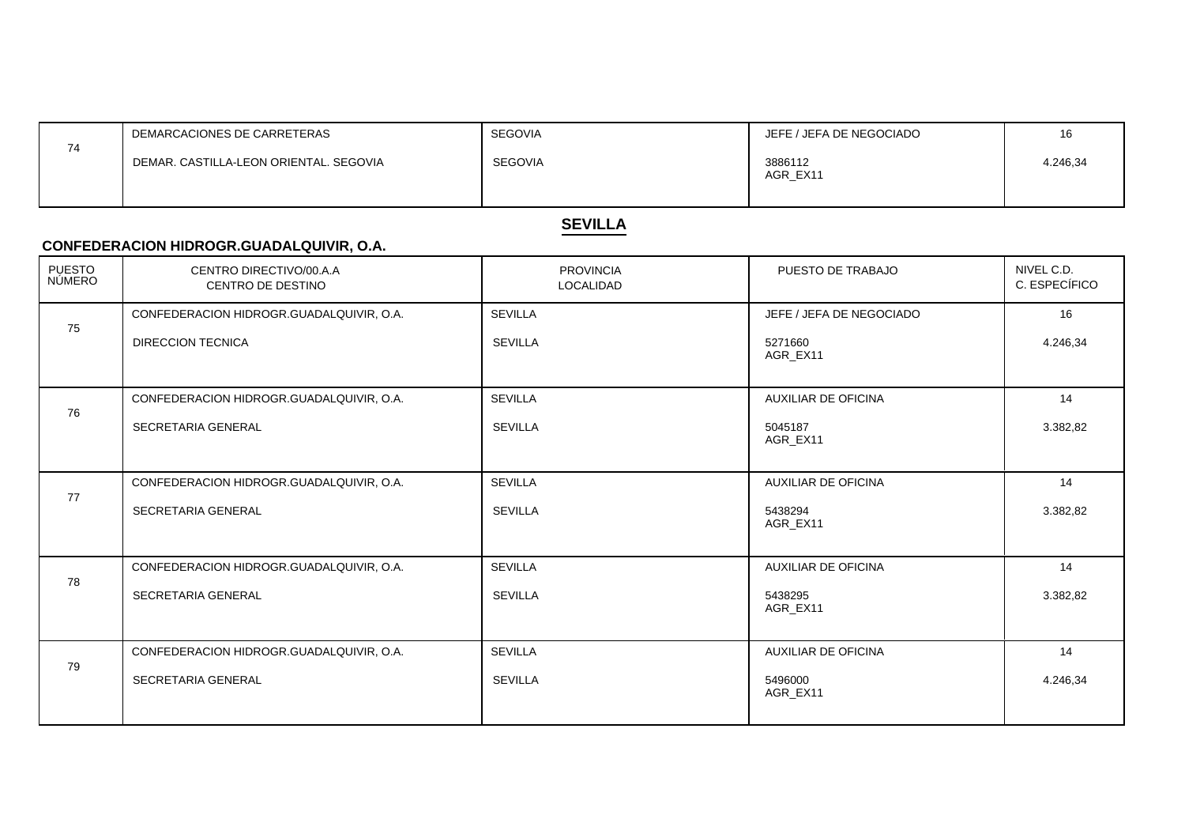| PUESTO NÚMERO | CENTRO DIRECTIVO/00.A.A CENTRO DE DESTINO | PROVINCIA LOCALIDAD | PUESTO DE TRABAJO | NIVEL C.D. C. ESPECÍFICO |
|---|---|---|---|---|
| 74 | DEMARCACIONES DE CARRETERAS<br>DEMAR. CASTILLA-LEON ORIENTAL. SEGOVIA | SEGOVIA<br>SEGOVIA | JEFE / JEFA DE NEGOCIADO<br>3886112<br>AGR_EX11 | 16<br>4.246,34 |

## SEVILLA

### CONFEDERACION HIDROGR.GUADALQUIVIR, O.A.

| PUESTO NÚMERO | CENTRO DIRECTIVO/00.A.A CENTRO DE DESTINO | PROVINCIA LOCALIDAD | PUESTO DE TRABAJO | NIVEL C.D. C. ESPECÍFICO |
|---|---|---|---|---|
| 75 | CONFEDERACION HIDROGR.GUADALQUIVIR, O.A.<br>DIRECCION TECNICA | SEVILLA<br>SEVILLA | JEFE / JEFA DE NEGOCIADO<br>5271660<br>AGR_EX11 | 16<br>4.246,34 |
| 76 | CONFEDERACION HIDROGR.GUADALQUIVIR, O.A.<br>SECRETARIA GENERAL | SEVILLA<br>SEVILLA | AUXILIAR DE OFICINA<br>5045187<br>AGR_EX11 | 14<br>3.382,82 |
| 77 | CONFEDERACION HIDROGR.GUADALQUIVIR, O.A.<br>SECRETARIA GENERAL | SEVILLA<br>SEVILLA | AUXILIAR DE OFICINA<br>5438294<br>AGR_EX11 | 14<br>3.382,82 |
| 78 | CONFEDERACION HIDROGR.GUADALQUIVIR, O.A.<br>SECRETARIA GENERAL | SEVILLA<br>SEVILLA | AUXILIAR DE OFICINA<br>5438295<br>AGR_EX11 | 14<br>3.382,82 |
| 79 | CONFEDERACION HIDROGR.GUADALQUIVIR, O.A.<br>SECRETARIA GENERAL | SEVILLA<br>SEVILLA | AUXILIAR DE OFICINA<br>5496000<br>AGR_EX11 | 14<br>4.246,34 |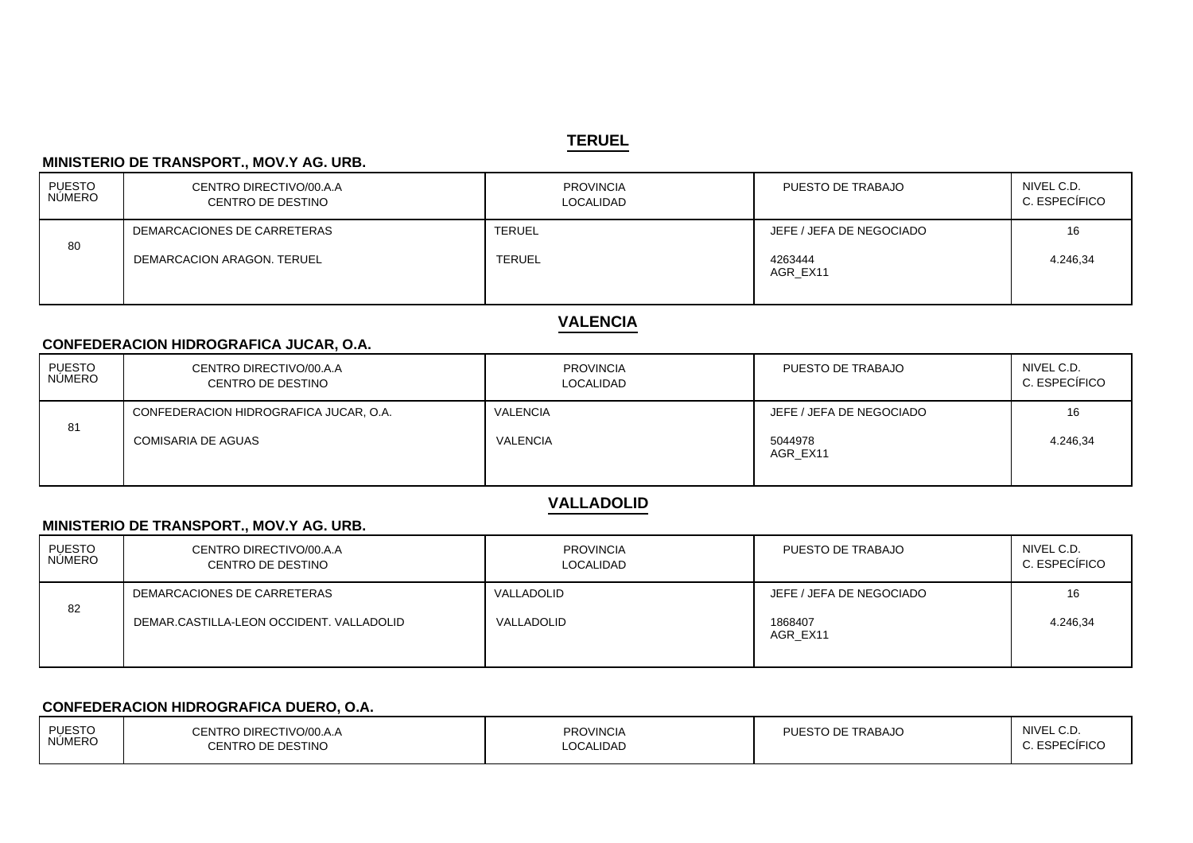## TERUEL

### MINISTERIO DE TRANSPORT., MOV.Y AG. URB.

| PUESTO NÚMERO | CENTRO DIRECTIVO/00.A.A CENTRO DE DESTINO | PROVINCIA LOCALIDAD | PUESTO DE TRABAJO | NIVEL C.D. C. ESPECÍFICO |
|---|---|---|---|---|
| 80 | DEMARCACIONES DE CARRETERAS<br>DEMARCACION ARAGON. TERUEL | TERUEL<br>TERUEL | JEFE / JEFA DE NEGOCIADO<br>4263444<br>AGR_EX11 | 16<br>4.246,34 |

## VALENCIA

### CONFEDERACION HIDROGRAFICA JUCAR, O.A.

| PUESTO NÚMERO | CENTRO DIRECTIVO/00.A.A CENTRO DE DESTINO | PROVINCIA LOCALIDAD | PUESTO DE TRABAJO | NIVEL C.D. C. ESPECÍFICO |
|---|---|---|---|---|
| 81 | CONFEDERACION HIDROGRAFICA JUCAR, O.A.<br>COMISARIA DE AGUAS | VALENCIA<br>VALENCIA | JEFE / JEFA DE NEGOCIADO<br>5044978<br>AGR_EX11 | 16<br>4.246,34 |

## VALLADOLID

### MINISTERIO DE TRANSPORT., MOV.Y AG. URB.

| PUESTO NÚMERO | CENTRO DIRECTIVO/00.A.A CENTRO DE DESTINO | PROVINCIA LOCALIDAD | PUESTO DE TRABAJO | NIVEL C.D. C. ESPECÍFICO |
|---|---|---|---|---|
| 82 | DEMARCACIONES DE CARRETERAS<br>DEMAR.CASTILLA-LEON OCCIDENT. VALLADOLID | VALLADOLID<br>VALLADOLID | JEFE / JEFA DE NEGOCIADO<br>1868407<br>AGR_EX11 | 16<br>4.246,34 |

### CONFEDERACION HIDROGRAFICA DUERO, O.A.

| PUESTO NÚMERO | CENTRO DIRECTIVO/00.A.A CENTRO DE DESTINO | PROVINCIA LOCALIDAD | PUESTO DE TRABAJO | NIVEL C.D. C. ESPECÍFICO |
|---|---|---|---|---|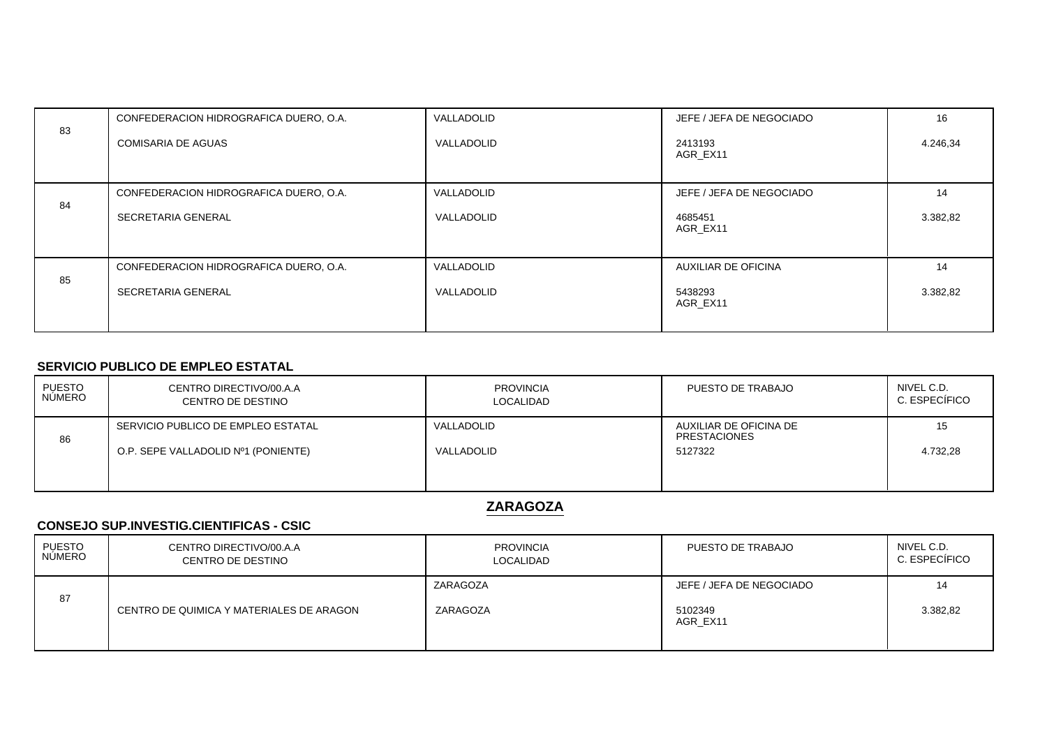| PUESTO NÚMERO | CENTRO DIRECTIVO/00.A.A CENTRO DE DESTINO | PROVINCIA LOCALIDAD | PUESTO DE TRABAJO | NIVEL C.D. C. ESPECÍFICO |
|---|---|---|---|---|
| 83 | CONFEDERACION HIDROGRAFICA DUERO, O.A. COMISARIA DE AGUAS | VALLADOLID VALLADOLID | JEFE / JEFA DE NEGOCIADO 2413193 AGR_EX11 | 16 4.246,34 |
| 84 | CONFEDERACION HIDROGRAFICA DUERO, O.A. SECRETARIA GENERAL | VALLADOLID VALLADOLID | JEFE / JEFA DE NEGOCIADO 4685451 AGR_EX11 | 14 3.382,82 |
| 85 | CONFEDERACION HIDROGRAFICA DUERO, O.A. SECRETARIA GENERAL | VALLADOLID VALLADOLID | AUXILIAR DE OFICINA 5438293 AGR_EX11 | 14 3.382,82 |

### SERVICIO PUBLICO DE EMPLEO ESTATAL

| PUESTO NÚMERO | CENTRO DIRECTIVO/00.A.A CENTRO DE DESTINO | PROVINCIA LOCALIDAD | PUESTO DE TRABAJO | NIVEL C.D. C. ESPECÍFICO |
|---|---|---|---|---|
| 86 | SERVICIO PUBLICO DE EMPLEO ESTATAL O.P. SEPE VALLADOLID Nº1 (PONIENTE) | VALLADOLID VALLADOLID | AUXILIAR DE OFICINA DE PRESTACIONES 5127322 | 15 4.732,28 |

## ZARAGOZA

### CONSEJO SUP.INVESTIG.CIENTIFICAS - CSIC

| PUESTO NÚMERO | CENTRO DIRECTIVO/00.A.A CENTRO DE DESTINO | PROVINCIA LOCALIDAD | PUESTO DE TRABAJO | NIVEL C.D. C. ESPECÍFICO |
|---|---|---|---|---|
| 87 | CENTRO DE QUIMICA Y MATERIALES DE ARAGON | ZARAGOZA ZARAGOZA | JEFE / JEFA DE NEGOCIADO 5102349 AGR_EX11 | 14 3.382,82 |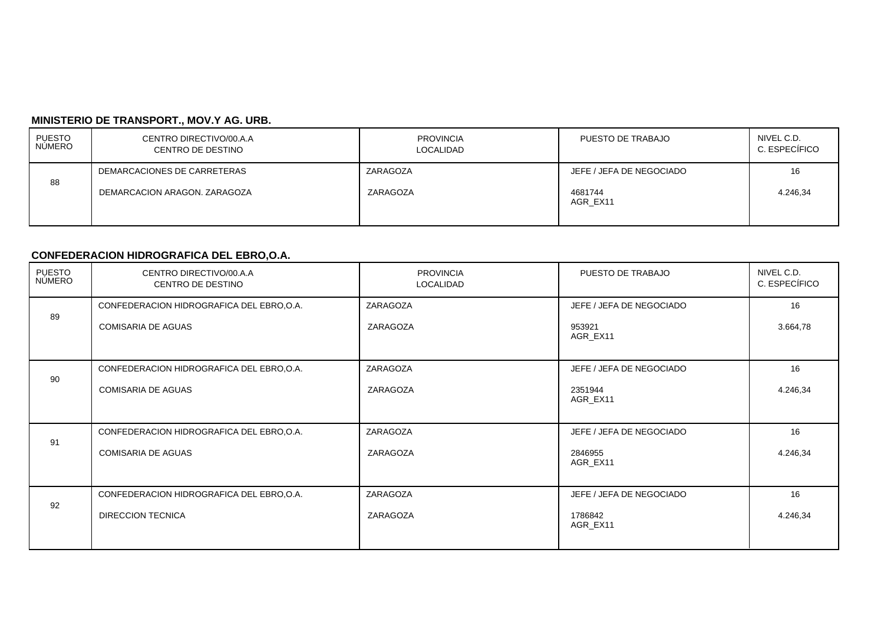**MINISTERIO DE TRANSPORT., MOV.Y AG. URB.**

| PUESTO NÚMERO | CENTRO DIRECTIVO/00.A.A<br>CENTRO DE DESTINO | PROVINCIA<br>LOCALIDAD | PUESTO DE TRABAJO | NIVEL C.D.<br>C. ESPECÍFICO |
|---|---|---|---|---|
| 88 | DEMARCACIONES DE CARRETERAS<br>DEMARCACION ARAGON. ZARAGOZA | ZARAGOZA<br>ZARAGOZA | JEFE / JEFA DE NEGOCIADO<br>4681744<br>AGR_EX11 | 16<br>4.246,34 |

**CONFEDERACION HIDROGRAFICA DEL EBRO,O.A.**

| PUESTO NÚMERO | CENTRO DIRECTIVO/00.A.A<br>CENTRO DE DESTINO | PROVINCIA<br>LOCALIDAD | PUESTO DE TRABAJO | NIVEL C.D.<br>C. ESPECÍFICO |
|---|---|---|---|---|
| 89 | CONFEDERACION HIDROGRAFICA DEL EBRO,O.A.<br>COMISARIA DE AGUAS | ZARAGOZA<br>ZARAGOZA | JEFE / JEFA DE NEGOCIADO<br>953921<br>AGR_EX11 | 16<br>3.664,78 |
| 90 | CONFEDERACION HIDROGRAFICA DEL EBRO,O.A.<br>COMISARIA DE AGUAS | ZARAGOZA<br>ZARAGOZA | JEFE / JEFA DE NEGOCIADO<br>2351944<br>AGR_EX11 | 16<br>4.246,34 |
| 91 | CONFEDERACION HIDROGRAFICA DEL EBRO,O.A.<br>COMISARIA DE AGUAS | ZARAGOZA<br>ZARAGOZA | JEFE / JEFA DE NEGOCIADO<br>2846955<br>AGR_EX11 | 16<br>4.246,34 |
| 92 | CONFEDERACION HIDROGRAFICA DEL EBRO,O.A.<br>DIRECCION TECNICA | ZARAGOZA<br>ZARAGOZA | JEFE / JEFA DE NEGOCIADO<br>1786842<br>AGR_EX11 | 16<br>4.246,34 |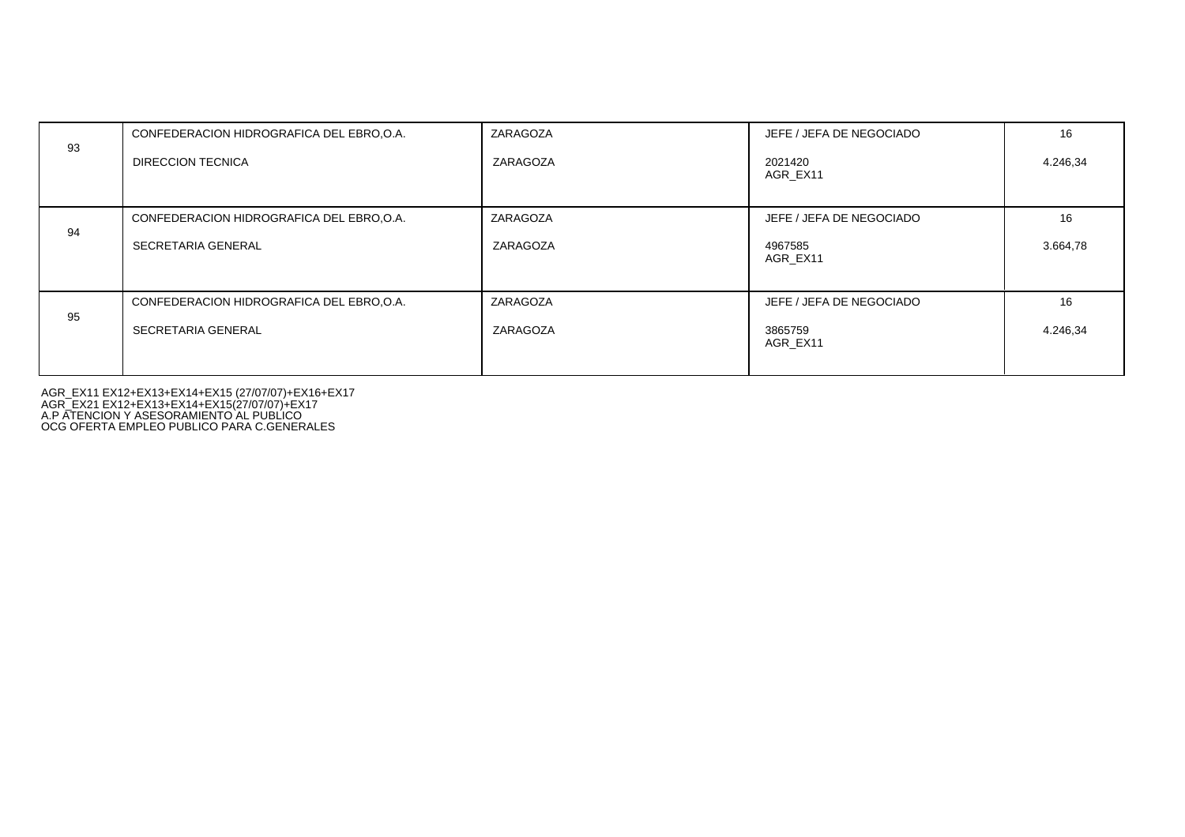| | | | | |
|---|---|---|---|---|
| 93 | CONFEDERACION HIDROGRAFICA DEL EBRO,O.A.<br>DIRECCION TECNICA | ZARAGOZA<br>ZARAGOZA | JEFE / JEFA DE NEGOCIADO<br>2021420<br>AGR_EX11 | 16<br>4.246,34 |
| 94 | CONFEDERACION HIDROGRAFICA DEL EBRO,O.A.<br>SECRETARIA GENERAL | ZARAGOZA<br>ZARAGOZA | JEFE / JEFA DE NEGOCIADO<br>4967585<br>AGR_EX11 | 16<br>3.664,78 |
| 95 | CONFEDERACION HIDROGRAFICA DEL EBRO,O.A.<br>SECRETARIA GENERAL | ZARAGOZA<br>ZARAGOZA | JEFE / JEFA DE NEGOCIADO<br>3865759<br>AGR_EX11 | 16<br>4.246,34 |

AGR_EX11 EX12+EX13+EX14+EX15 (27/07/07)+EX16+EX17
AGR_EX21 EX12+EX13+EX14+EX15(27/07/07)+EX17
A.P ATENCION Y ASESORAMIENTO AL PUBLICO
OCG OFERTA EMPLEO PUBLICO PARA C.GENERALES